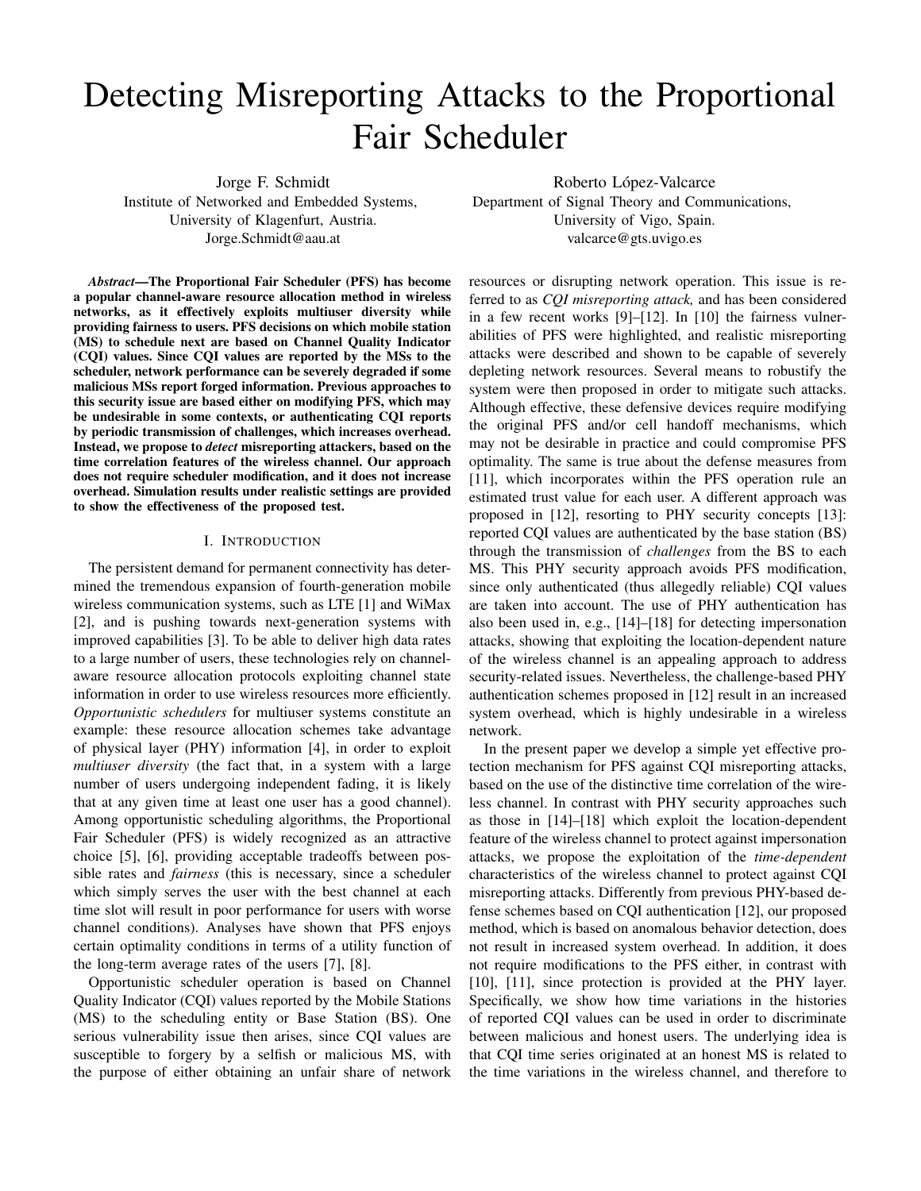# Detecting Misreporting Attacks to the Proportional Fair Scheduler

Jorge F. Schmidt
Institute of Networked and Embedded Systems,
University of Klagenfurt, Austria.
Jorge.Schmidt@aau.at

Roberto López-Valcarce
Department of Signal Theory and Communications,
University of Vigo, Spain.
valcarce@gts.uvigo.es

***Abstract*—The Proportional Fair Scheduler (PFS) has become a popular channel-aware resource allocation method in wireless networks, as it effectively exploits multiuser diversity while providing fairness to users. PFS decisions on which mobile station (MS) to schedule next are based on Channel Quality Indicator (CQI) values. Since CQI values are reported by the MSs to the scheduler, network performance can be severely degraded if some malicious MSs report forged information. Previous approaches to this security issue are based either on modifying PFS, which may be undesirable in some contexts, or authenticating CQI reports by periodic transmission of challenges, which increases overhead. Instead, we propose to *detect* misreporting attackers, based on the time correlation features of the wireless channel. Our approach does not require scheduler modification, and it does not increase overhead. Simulation results under realistic settings are provided to show the effectiveness of the proposed test.**

## I. Introduction

The persistent demand for permanent connectivity has determined the tremendous expansion of fourth-generation mobile wireless communication systems, such as LTE [1] and WiMax [2], and is pushing towards next-generation systems with improved capabilities [3]. To be able to deliver high data rates to a large number of users, these technologies rely on channel-aware resource allocation protocols exploiting channel state information in order to use wireless resources more efficiently. *Opportunistic schedulers* for multiuser systems constitute an example: these resource allocation schemes take advantage of physical layer (PHY) information [4], in order to exploit *multiuser diversity* (the fact that, in a system with a large number of users undergoing independent fading, it is likely that at any given time at least one user has a good channel). Among opportunistic scheduling algorithms, the Proportional Fair Scheduler (PFS) is widely recognized as an attractive choice [5], [6], providing acceptable tradeoffs between possible rates and *fairness* (this is necessary, since a scheduler which simply serves the user with the best channel at each time slot will result in poor performance for users with worse channel conditions). Analyses have shown that PFS enjoys certain optimality conditions in terms of a utility function of the long-term average rates of the users [7], [8].

Opportunistic scheduler operation is based on Channel Quality Indicator (CQI) values reported by the Mobile Stations (MS) to the scheduling entity or Base Station (BS). One serious vulnerability issue then arises, since CQI values are susceptible to forgery by a selfish or malicious MS, with the purpose of either obtaining an unfair share of network resources or disrupting network operation. This issue is referred to as *CQI misreporting attack,* and has been considered in a few recent works [9]–[12]. In [10] the fairness vulnerabilities of PFS were highlighted, and realistic misreporting attacks were described and shown to be capable of severely depleting network resources. Several means to robustify the system were then proposed in order to mitigate such attacks. Although effective, these defensive devices require modifying the original PFS and/or cell handoff mechanisms, which may not be desirable in practice and could compromise PFS optimality. The same is true about the defense measures from [11], which incorporates within the PFS operation rule an estimated trust value for each user. A different approach was proposed in [12], resorting to PHY security concepts [13]: reported CQI values are authenticated by the base station (BS) through the transmission of *challenges* from the BS to each MS. This PHY security approach avoids PFS modification, since only authenticated (thus allegedly reliable) CQI values are taken into account. The use of PHY authentication has also been used in, e.g., [14]–[18] for detecting impersonation attacks, showing that exploiting the location-dependent nature of the wireless channel is an appealing approach to address security-related issues. Nevertheless, the challenge-based PHY authentication schemes proposed in [12] result in an increased system overhead, which is highly undesirable in a wireless network.

In the present paper we develop a simple yet effective protection mechanism for PFS against CQI misreporting attacks, based on the use of the distinctive time correlation of the wireless channel. In contrast with PHY security approaches such as those in [14]–[18] which exploit the location-dependent feature of the wireless channel to protect against impersonation attacks, we propose the exploitation of the *time-dependent* characteristics of the wireless channel to protect against CQI misreporting attacks. Differently from previous PHY-based defense schemes based on CQI authentication [12], our proposed method, which is based on anomalous behavior detection, does not result in increased system overhead. In addition, it does not require modifications to the PFS either, in contrast with [10], [11], since protection is provided at the PHY layer. Specifically, we show how time variations in the histories of reported CQI values can be used in order to discriminate between malicious and honest users. The underlying idea is that CQI time series originated at an honest MS is related to the time variations in the wireless channel, and therefore to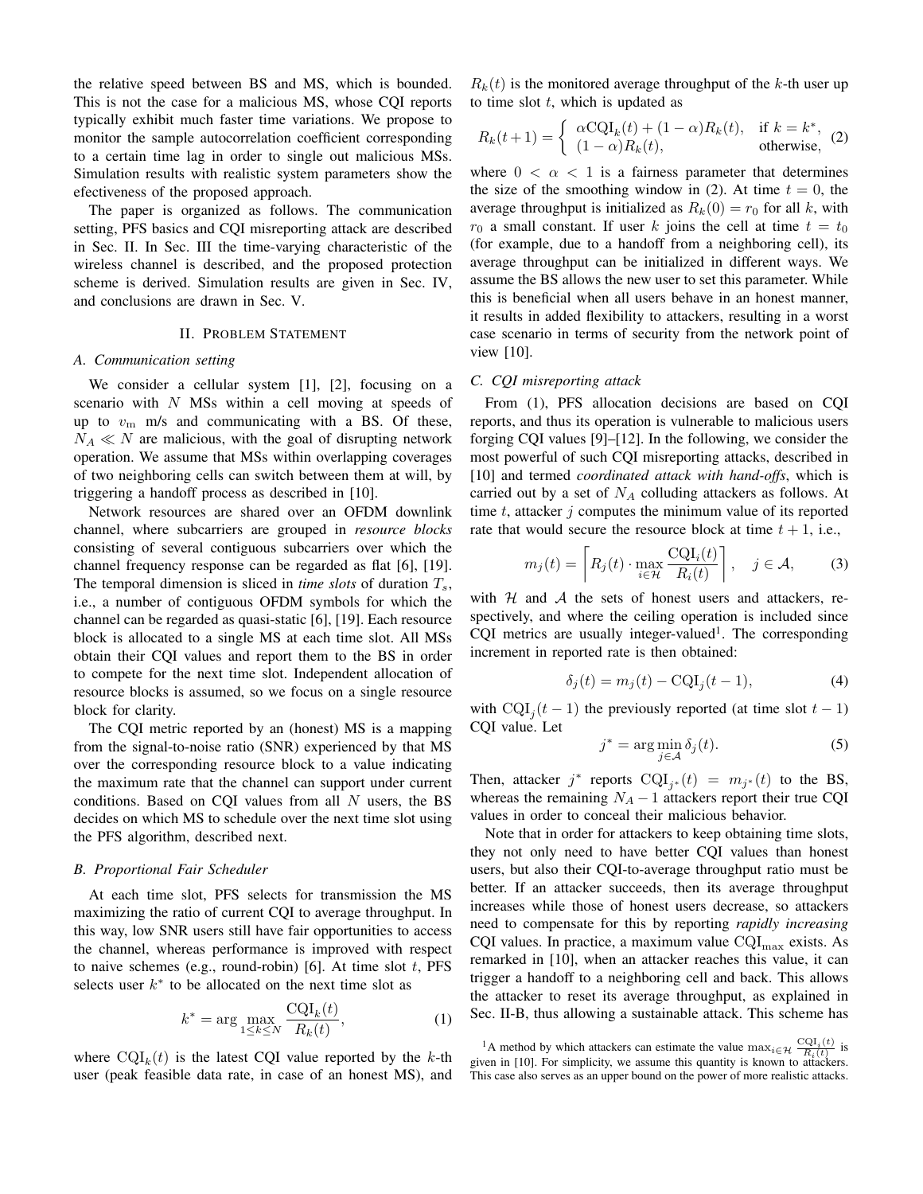the relative speed between BS and MS, which is bounded. This is not the case for a malicious MS, whose CQI reports typically exhibit much faster time variations. We propose to monitor the sample autocorrelation coefficient corresponding to a certain time lag in order to single out malicious MSs. Simulation results with realistic system parameters show the efectiveness of the proposed approach.

The paper is organized as follows. The communication setting, PFS basics and CQI misreporting attack are described in Sec. II. In Sec. III the time-varying characteristic of the wireless channel is described, and the proposed protection scheme is derived. Simulation results are given in Sec. IV, and conclusions are drawn in Sec. V.

## II. Problem Statement

### A. Communication setting

We consider a cellular system [1], [2], focusing on a scenario with $N$ MSs within a cell moving at speeds of up to $v_{\mathrm{m}}$ m/s and communicating with a BS. Of these, $N_A \ll N$ are malicious, with the goal of disrupting network operation. We assume that MSs within overlapping coverages of two neighboring cells can switch between them at will, by triggering a handoff process as described in [10].

Network resources are shared over an OFDM downlink channel, where subcarriers are grouped in *resource blocks* consisting of several contiguous subcarriers over which the channel frequency response can be regarded as flat [6], [19]. The temporal dimension is sliced in *time slots* of duration $T_s$, i.e., a number of contiguous OFDM symbols for which the channel can be regarded as quasi-static [6], [19]. Each resource block is allocated to a single MS at each time slot. All MSs obtain their CQI values and report them to the BS in order to compete for the next time slot. Independent allocation of resource blocks is assumed, so we focus on a single resource block for clarity.

The CQI metric reported by an (honest) MS is a mapping from the signal-to-noise ratio (SNR) experienced by that MS over the corresponding resource block to a value indicating the maximum rate that the channel can support under current conditions. Based on CQI values from all $N$ users, the BS decides on which MS to schedule over the next time slot using the PFS algorithm, described next.

### B. Proportional Fair Scheduler

At each time slot, PFS selects for transmission the MS maximizing the ratio of current CQI to average throughput. In this way, low SNR users still have fair opportunities to access the channel, whereas performance is improved with respect to naive schemes (e.g., round-robin) [6]. At time slot $t$, PFS selects user $k^*$ to be allocated on the next time slot as

$$k^* = \arg \max_{1 \le k \le N} \frac{\mathrm{CQI}_k(t)}{R_k(t)}, \qquad (1)$$

where $\mathrm{CQI}_k(t)$ is the latest CQI value reported by the $k$-th user (peak feasible data rate, in case of an honest MS), and $R_k(t)$ is the monitored average throughput of the $k$-th user up to time slot $t$, which is updated as

$$R_k(t+1) = \begin{cases} \alpha \mathrm{CQI}_k(t) + (1-\alpha) R_k(t), & \text{if } k = k^*, \\ (1-\alpha) R_k(t), & \text{otherwise,} \end{cases} \qquad (2)$$

where $0 < \alpha < 1$ is a fairness parameter that determines the size of the smoothing window in (2). At time $t = 0$, the average throughput is initialized as $R_k(0) = r_0$ for all $k$, with $r_0$ a small constant. If user $k$ joins the cell at time $t = t_0$ (for example, due to a handoff from a neighboring cell), its average throughput can be initialized in different ways. We assume the BS allows the new user to set this parameter. While this is beneficial when all users behave in an honest manner, it results in added flexibility to attackers, resulting in a worst case scenario in terms of security from the network point of view [10].

### C. CQI misreporting attack

From (1), PFS allocation decisions are based on CQI reports, and thus its operation is vulnerable to malicious users forging CQI values [9]–[12]. In the following, we consider the most powerful of such CQI misreporting attacks, described in [10] and termed *coordinated attack with hand-offs*, which is carried out by a set of $N_A$ colluding attackers as follows. At time $t$, attacker $j$ computes the minimum value of its reported rate that would secure the resource block at time $t+1$, i.e.,

$$m_j(t) = \left\lceil R_j(t) \cdot \max_{i \in \mathcal{H}} \frac{\mathrm{CQI}_i(t)}{R_i(t)} \right\rceil, \quad j \in \mathcal{A}, \qquad (3)$$

with $\mathcal{H}$ and $\mathcal{A}$ the sets of honest users and attackers, respectively, and where the ceiling operation is included since CQI metrics are usually integer-valued[1]. The corresponding increment in reported rate is then obtained:

$$\delta_j(t) = m_j(t) - \mathrm{CQI}_j(t-1), \qquad (4)$$

with $\mathrm{CQI}_j(t-1)$ the previously reported (at time slot $t-1$) CQI value. Let

$$j^* = \arg \min_{j \in \mathcal{A}} \delta_j(t). \qquad (5)$$

Then, attacker $j^*$ reports $\mathrm{CQI}_{j^*}(t) = m_{j^*}(t)$ to the BS, whereas the remaining $N_A - 1$ attackers report their true CQI values in order to conceal their malicious behavior.

Note that in order for attackers to keep obtaining time slots, they not only need to have better CQI values than honest users, but also their CQI-to-average throughput ratio must be better. If an attacker succeeds, then its average throughput increases while those of honest users decrease, so attackers need to compensate for this by reporting *rapidly increasing* CQI values. In practice, a maximum value $\mathrm{CQI}_{\max}$ exists. As remarked in [10], when an attacker reaches this value, it can trigger a handoff to a neighboring cell and back. This allows the attacker to reset its average throughput, as explained in Sec. II-B, thus allowing a sustainable attack. This scheme has

[1] A method by which attackers can estimate the value $\max_{i \in \mathcal{H}} \frac{\mathrm{CQI}_i(t)}{R_i(t)}$ is given in [10]. For simplicity, we assume this quantity is known to attackers. This case also serves as an upper bound on the power of more realistic attacks.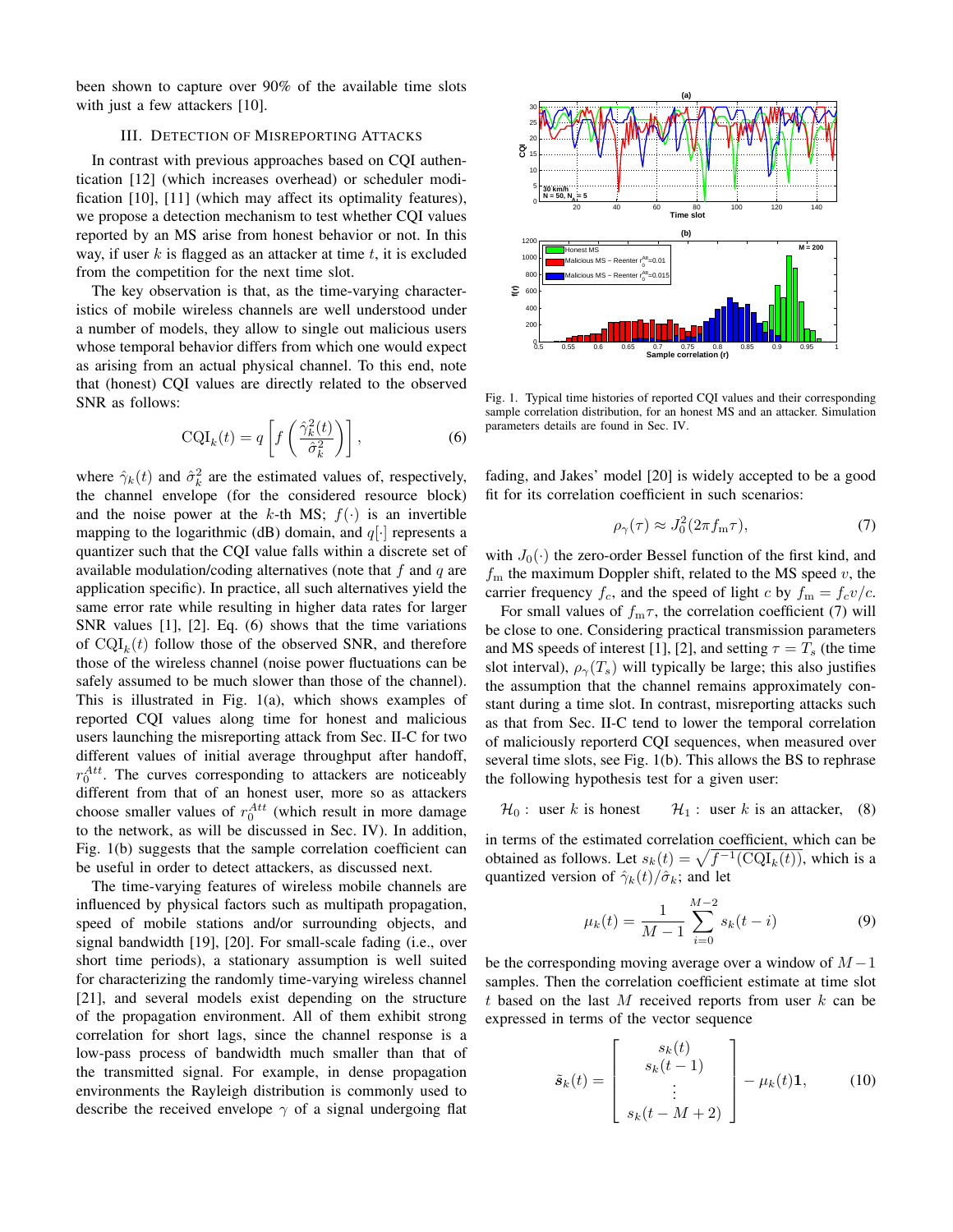been shown to capture over 90% of the available time slots with just a few attackers [10].

## III. Detection of Misreporting Attacks

In contrast with previous approaches based on CQI authentication [12] (which increases overhead) or scheduler modification [10], [11] (which may affect its optimality features), we propose a detection mechanism to test whether CQI values reported by an MS arise from honest behavior or not. In this way, if user $k$ is flagged as an attacker at time $t$, it is excluded from the competition for the next time slot.

The key observation is that, as the time-varying characteristics of mobile wireless channels are well understood under a number of models, they allow to single out malicious users whose temporal behavior differs from which one would expect as arising from an actual physical channel. To this end, note that (honest) CQI values are directly related to the observed SNR as follows:

$$\mathrm{CQI}_k(t) = q\left[f\left(\frac{\hat{\gamma}_k^2(t)}{\hat{\sigma}_k^2}\right)\right], \tag{6}$$

where $\hat{\gamma}_k(t)$ and $\hat{\sigma}_k^2$ are the estimated values of, respectively, the channel envelope (for the considered resource block) and the noise power at the $k$-th MS; $f(\cdot)$ is an invertible mapping to the logarithmic (dB) domain, and $q[\cdot]$ represents a quantizer such that the CQI value falls within a discrete set of available modulation/coding alternatives (note that $f$ and $q$ are application specific). In practice, all such alternatives yield the same error rate while resulting in higher data rates for larger SNR values [1], [2]. Eq. (6) shows that the time variations of $\mathrm{CQI}_k(t)$ follow those of the observed SNR, and therefore those of the wireless channel (noise power fluctuations can be safely assumed to be much slower than those of the channel). This is illustrated in Fig. 1(a), which shows examples of reported CQI values along time for honest and malicious users launching the misreporting attack from Sec. II-C for two different values of initial average throughput after handoff, $r_0^{Att}$. The curves corresponding to attackers are noticeably different from that of an honest user, more so as attackers choose smaller values of $r_0^{Att}$ (which result in more damage to the network, as will be discussed in Sec. IV). In addition, Fig. 1(b) suggests that the sample correlation coefficient can be useful in order to detect attackers, as discussed next.

The time-varying features of wireless mobile channels are influenced by physical factors such as multipath propagation, speed of mobile stations and/or surrounding objects, and signal bandwidth [19], [20]. For small-scale fading (i.e., over short time periods), a stationary assumption is well suited for characterizing the randomly time-varying wireless channel [21], and several models exist depending on the structure of the propagation environment. All of them exhibit strong correlation for short lags, since the channel response is a low-pass process of bandwidth much smaller than that of the transmitted signal. For example, in dense propagation environments the Rayleigh distribution is commonly used to describe the received envelope $\gamma$ of a signal undergoing flat fading, and Jakes' model [20] is widely accepted to be a good fit for its correlation coefficient in such scenarios:

(a)
CQI
30 km/h
N = 50, N_A = 5
Time slot
(b)
Honest MS
Malicious MS – Reenter r_0^Att=0.01
Malicious MS – Reenter r_0^Att=0.015
M = 200
f(r)
Sample correlation (r)

Fig. 1. Typical time histories of reported CQI values and their corresponding sample correlation distribution, for an honest MS and an attacker. Simulation parameters details are found in Sec. IV.

$$\rho_\gamma(\tau) \approx J_0^2(2\pi f_{\mathrm{m}}\tau), \tag{7}$$

with $J_0(\cdot)$ the zero-order Bessel function of the first kind, and $f_{\mathrm{m}}$ the maximum Doppler shift, related to the MS speed $v$, the carrier frequency $f_c$, and the speed of light $c$ by $f_{\mathrm{m}} = f_c v/c$.

For small values of $f_{\mathrm{m}}\tau$, the correlation coefficient (7) will be close to one. Considering practical transmission parameters and MS speeds of interest [1], [2], and setting $\tau = T_s$ (the time slot interval), $\rho_\gamma(T_s)$ will typically be large; this also justifies the assumption that the channel remains approximately constant during a time slot. In contrast, misreporting attacks such as that from Sec. II-C tend to lower the temporal correlation of maliciously reporterd CQI sequences, when measured over several time slots, see Fig. 1(b). This allows the BS to rephrase the following hypothesis test for a given user:

$$\mathcal{H}_0: \text{ user } k \text{ is honest} \qquad \mathcal{H}_1: \text{ user } k \text{ is an attacker}, \tag{8}$$

in terms of the estimated correlation coefficient, which can be obtained as follows. Let $s_k(t) = \sqrt{f^{-1}(\mathrm{CQI}_k(t))}$, which is a quantized version of $\hat{\gamma}_k(t)/\hat{\sigma}_k$; and let

$$\mu_k(t) = \frac{1}{M-1}\sum_{i=0}^{M-2} s_k(t-i) \tag{9}$$

be the corresponding moving average over a window of $M-1$ samples. Then the correlation coefficient estimate at time slot $t$ based on the last $M$ received reports from user $k$ can be expressed in terms of the vector sequence

$$\tilde{\boldsymbol{s}}_k(t) = \begin{bmatrix} s_k(t) \\ s_k(t-1) \\ \vdots \\ s_k(t-M+2) \end{bmatrix} - \mu_k(t)\mathbf{1}, \tag{10}$$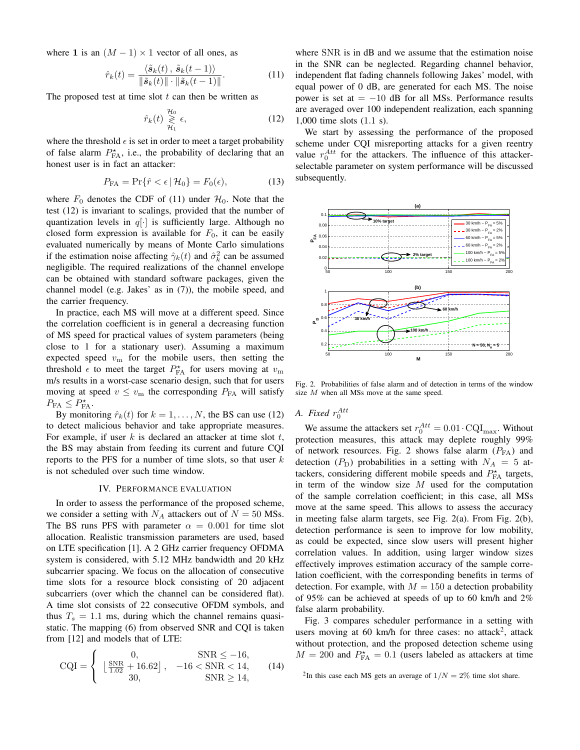where $\mathbf{1}$ is an $(M-1) \times 1$ vector of all ones, as

$$\hat{r}_k(t) = \frac{\langle \tilde{\boldsymbol{s}}_k(t)\,,\, \tilde{\boldsymbol{s}}_k(t-1)\rangle}{\|\tilde{\boldsymbol{s}}_k(t)\| \cdot \|\tilde{\boldsymbol{s}}_k(t-1)\|}. \tag{11}$$

The proposed test at time slot $t$ can then be written as

$$\hat{r}_k(t) \underset{\mathcal{H}_1}{\overset{\mathcal{H}_0}{\gtrless}} \epsilon, \tag{12}$$

where the threshold $\epsilon$ is set in order to meet a target probability of false alarm $P_{\mathrm{FA}}^{\star}$, i.e., the probability of declaring that an honest user is in fact an attacker:

$$P_{\mathrm{FA}} = \Pr\{\hat{r} < \epsilon \,|\, \mathcal{H}_0\} = F_0(\epsilon), \tag{13}$$

where $F_0$ denotes the CDF of (11) under $\mathcal{H}_0$. Note that the test (12) is invariant to scalings, provided that the number of quantization levels in $q[\cdot]$ is sufficiently large. Although no closed form expression is available for $F_0$, it can be easily evaluated numerically by means of Monte Carlo simulations if the estimation noise affecting $\hat{\gamma}_k(t)$ and $\hat{\sigma}_k^2$ can be assumed negligible. The required realizations of the channel envelope can be obtained with standard software packages, given the channel model (e.g. Jakes' as in (7)), the mobile speed, and the carrier frequency.

In practice, each MS will move at a different speed. Since the correlation coefficient is in general a decreasing function of MS speed for practical values of system parameters (being close to 1 for a stationary user). Assuming a maximum expected speed $v_{\mathrm{m}}$ for the mobile users, then setting the threshold $\epsilon$ to meet the target $P_{\mathrm{FA}}^{\star}$ for users moving at $v_{\mathrm{m}}$ m/s results in a worst-case scenario design, such that for users moving at speed $v \leq v_{\mathrm{m}}$ the corresponding $P_{\mathrm{FA}}$ will satisfy $P_{\mathrm{FA}} \leq P_{\mathrm{FA}}^{\star}$.

By monitoring $\hat{r}_k(t)$ for $k = 1, \ldots, N$, the BS can use (12) to detect malicious behavior and take appropriate measures. For example, if user $k$ is declared an attacker at time slot $t$, the BS may abstain from feeding its current and future CQI reports to the PFS for a number of time slots, so that user $k$ is not scheduled over such time window.

## IV. Performance Evaluation

In order to assess the performance of the proposed scheme, we consider a setting with $N_A$ attackers out of $N = 50$ MSs. The BS runs PFS with parameter $\alpha = 0.001$ for time slot allocation. Realistic transmission parameters are used, based on LTE specification [1]. A 2 GHz carrier frequency OFDMA system is considered, with 5.12 MHz bandwidth and 20 kHz subcarrier spacing. We focus on the allocation of consecutive time slots for a resource block consisting of 20 adjacent subcarriers (over which the channel can be considered flat). A time slot consists of 22 consecutive OFDM symbols, and thus $T_s = 1.1$ ms, during which the channel remains quasi-static. The mapping (6) from observed SNR and CQI is taken from [12] and models that of LTE:

$$\mathrm{CQI} = \begin{cases} 0, & \mathrm{SNR} \leq -16, \\ \left\lfloor \frac{\mathrm{SNR}}{1.02} + 16.62 \right\rfloor, & -16 < \mathrm{SNR} < 14, \\ 30, & \mathrm{SNR} \geq 14, \end{cases} \tag{14}$$

where SNR is in dB and we assume that the estimation noise in the SNR can be neglected. Regarding channel behavior, independent flat fading channels following Jakes' model, with equal power of 0 dB, are generated for each MS. The noise power is set at $= -10$ dB for all MSs. Performance results are averaged over 100 independent realization, each spanning 1,000 time slots (1.1 s).

We start by assessing the performance of the proposed scheme under CQI misreporting attacks for a given reentry value $r_0^{Att}$ for the attackers. The influence of this attacker-selectable parameter on system performance will be discussed subsequently.

(a)
0.1
0.08
0.06
0.04
0.02
0
50 100 150 200
10% target
2% target
30 km/h – $P_{FA}$ = 5%
30 km/h – $P_{FA}$ = 2%
60 km/h – $P_{FA}$ = 5%
60 km/h – $P_{FA}$ = 2%
100 km/h – $P_{FA}$ = 5%
100 km/h – $P_{FA}$ = 2%
$P_{FA}$

(b)
1
0.8
0.6
0.4
0.2
50 100 150 200
60 km/h
30 km/h
100 km/h
N = 50, $N_A$ = 5
$P_D$
M

Fig. 2. Probabilities of false alarm and of detection in terms of the window size $M$ when all MSs move at the same speed.

### A. Fixed $r_0^{Att}$

We assume the attackers set $r_0^{Att} = 0.01 \cdot \mathrm{CQI}_{\max}$. Without protection measures, this attack may deplete roughly 99% of network resources. Fig. 2 shows false alarm ($P_{\mathrm{FA}}$) and detection ($P_{\mathrm{D}}$) probabilities in a setting with $N_A = 5$ attackers, considering different mobile speeds and $P_{\mathrm{FA}}^{\star}$ targets, in term of the window size $M$ used for the computation of the sample correlation coefficient; in this case, all MSs move at the same speed. This allows to assess the accuracy in meeting false alarm targets, see Fig. 2(a). From Fig. 2(b), detection performance is seen to improve for low mobility, as could be expected, since slow users will present higher correlation values. In addition, using larger window sizes effectively improves estimation accuracy of the sample correlation coefficient, with the corresponding benefits in terms of detection. For example, with $M = 150$ a detection probability of 95% can be achieved at speeds of up to 60 km/h and 2% false alarm probability.

Fig. 3 compares scheduler performance in a setting with users moving at 60 km/h for three cases: no attack[2], attack without protection, and the proposed detection scheme using $M = 200$ and $P_{\mathrm{FA}}^{\star} = 0.1$ (users labeled as attackers at time

[2]In this case each MS gets an average of $1/N = 2\%$ time slot share.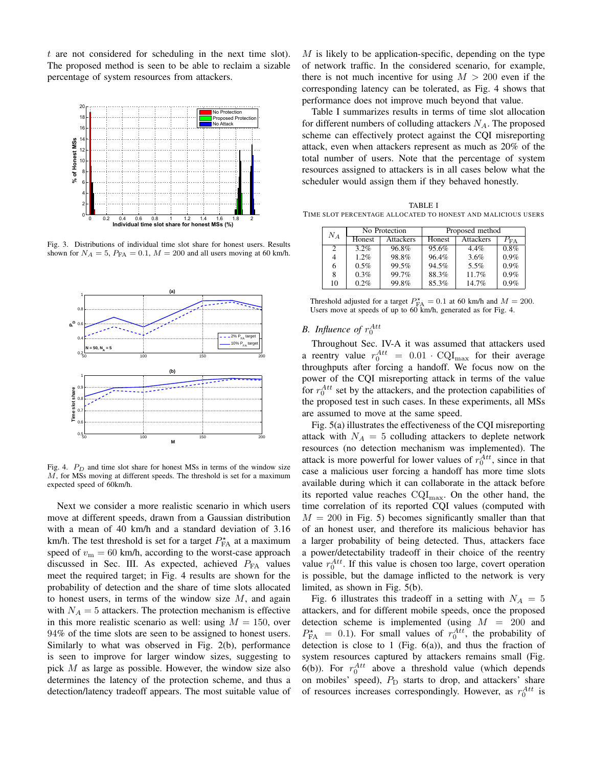$t$ are not considered for scheduling in the next time slot). The proposed method is seen to be able to reclaim a sizable percentage of system resources from attackers.

% of Honest MSs

Individual time slot share for honest MSs (%)

No Protection
Proposed Protection
No Attack

0 0.2 0.4 0.6 0.8 1 1.2 1.4 1.6 1.8 2

0 2 4 6 8 10 12 14 16 18 20

Fig. 3. Distributions of individual time slot share for honest users. Results shown for $N_A = 5$, $P_{\rm FA} = 0.1$, $M = 200$ and all users moving at 60 km/h.

(a)

$P_D$

N = 50, $N_A$ = 5

2% $P_{FA}$ target
10% $P_{FA}$ target

(b)

Time slot share

M

50 100 150 200

Fig. 4. $P_D$ and time slot share for honest MSs in terms of the window size $M$, for MSs moving at different speeds. The threshold is set for a maximum expected speed of 60km/h.

Next we consider a more realistic scenario in which users move at different speeds, drawn from a Gaussian distribution with a mean of 40 km/h and a standard deviation of 3.16 km/h. The test threshold is set for a target $P_{\rm FA}^{\star}$ at a maximum speed of $v_{\rm m} = 60$ km/h, according to the worst-case approach discussed in Sec. III. As expected, achieved $P_{\rm FA}$ values meet the required target; in Fig. 4 results are shown for the probability of detection and the share of time slots allocated to honest users, in terms of the window size $M$, and again with $N_A = 5$ attackers. The protection mechanism is effective in this more realistic scenario as well: using $M = 150$, over 94% of the time slots are seen to be assigned to honest users. Similarly to what was observed in Fig. 2(b), performance is seen to improve for larger window sizes, suggesting to pick $M$ as large as possible. However, the window size also determines the latency of the protection scheme, and thus a detection/latency tradeoff appears. The most suitable value of $M$ is likely to be application-specific, depending on the type of network traffic. In the considered scenario, for example, there is not much incentive for using $M > 200$ even if the corresponding latency can be tolerated, as Fig. 4 shows that performance does not improve much beyond that value.

Table I summarizes results in terms of time slot allocation for different numbers of colluding attackers $N_A$. The proposed scheme can effectively protect against the CQI misreporting attack, even when attackers represent as much as 20% of the total number of users. Note that the percentage of system resources assigned to attackers is in all cases below what the scheduler would assign them if they behaved honestly.

TABLE I
TIME SLOT PERCENTAGE ALLOCATED TO HONEST AND MALICIOUS USERS

| $N_A$ | No Protection | | Proposed method | | |
|---|---|---|---|---|---|
| | Honest | Attackers | Honest | Attackers | $P_{\rm FA}$ |
| 2 | 3.2% | 96.8% | 95.6% | 4.4% | 0.8% |
| 4 | 1.2% | 98.8% | 96.4% | 3.6% | 0.9% |
| 6 | 0.5% | 99.5% | 94.5% | 5.5% | 0.9% |
| 8 | 0.3% | 99.7% | 88.3% | 11.7% | 0.9% |
| 10 | 0.2% | 99.8% | 85.3% | 14.7% | 0.9% |

Threshold adjusted for a target $P_{\rm FA}^{\star} = 0.1$ at 60 km/h and $M = 200$. Users move at speeds of up to 60 km/h, generated as for Fig. 4.

### B. Influence of $r_0^{Att}$

Throughout Sec. IV-A it was assumed that attackers used a reentry value $r_0^{Att} = 0.01 \cdot {\rm CQI}_{\rm max}$ for their average throughputs after forcing a handoff. We focus now on the power of the CQI misreporting attack in terms of the value for $r_0^{Att}$ set by the attackers, and the protection capabilities of the proposed test in such cases. In these experiments, all MSs are assumed to move at the same speed.

Fig. 5(a) illustrates the effectiveness of the CQI misreporting attack with $N_A = 5$ colluding attackers to deplete network resources (no detection mechanism was implemented). The attack is more powerful for lower values of $r_0^{Att}$, since in that case a malicious user forcing a handoff has more time slots available during which it can collaborate in the attack before its reported value reaches ${\rm CQI}_{\rm max}$. On the other hand, the time correlation of its reported CQI values (computed with $M = 200$ in Fig. 5) becomes significantly smaller than that of an honest user, and therefore its malicious behavior has a larger probability of being detected. Thus, attackers face a power/detectability tradeoff in their choice of the reentry value $r_0^{Att}$. If this value is chosen too large, covert operation is possible, but the damage inflicted to the network is very limited, as shown in Fig. 5(b).

Fig. 6 illustrates this tradeoff in a setting with $N_A = 5$ attackers, and for different mobile speeds, once the proposed detection scheme is implemented (using $M = 200$ and $P_{\rm FA}^{\star} = 0.1$). For small values of $r_0^{Att}$, the probability of detection is close to 1 (Fig. 6(a)), and thus the fraction of system resources captured by attackers remains small (Fig. 6(b)). For $r_0^{Att}$ above a threshold value (which depends on mobiles' speed), $P_{\rm D}$ starts to drop, and attackers' share of resources increases correspondingly. However, as $r_0^{Att}$ is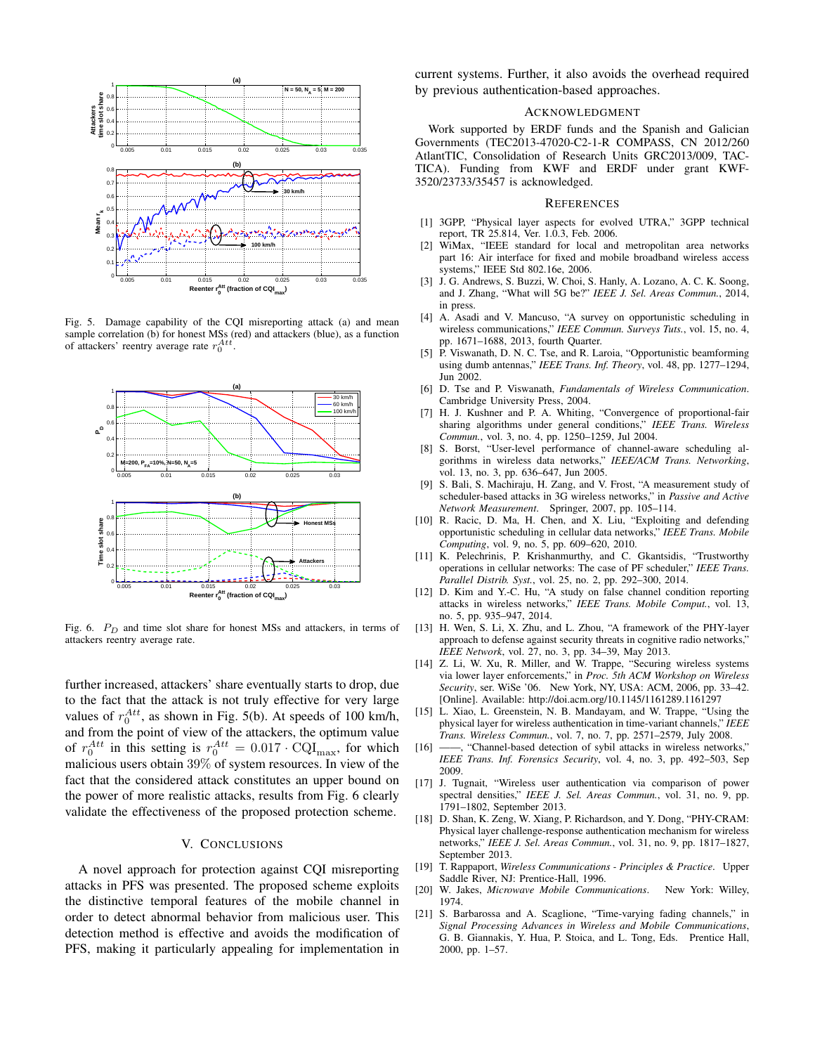(a)

N = 50, N_A = 5, M = 200

Attackers time slot share

1
0.8
0.6
0.4
0.2
0

0.005 0.01 0.015 0.02 0.025 0.03 0.035

(b)

Mean r_k

0.8
0.7
0.6
0.5
0.4
0.3
0.2
0.1
0

30 km/h

100 km/h

0.005 0.01 0.015 0.02 0.025 0.03 0.035

Reenter $r_0^{Att}$ (fraction of $CQI_{max}$)

Fig. 5. Damage capability of the CQI misreporting attack (a) and mean sample correlation (b) for honest MSs (red) and attackers (blue), as a function of attackers' reentry average rate $r_0^{Att}$.

(a)

30 km/h
60 km/h
100 km/h

$P_D$

1
0.8
0.6
0.4
0.2

M=200, $P_{FA}$=10%, N=50, $N_A$=5

0.005 0.01 0.015 0.02 0.025 0.03

(b)

Time slot share

1
0.8
0.6
0.4
0.2
0

Honest MSs

Attackers

0.005 0.01 0.015 0.02 0.025 0.03

Reenter $r_0^{Att}$ (fraction of $CQI_{max}$)

Fig. 6. $P_D$ and time slot share for honest MSs and attackers, in terms of attackers reentry average rate.

further increased, attackers' share eventually starts to drop, due to the fact that the attack is not truly effective for very large values of $r_0^{Att}$, as shown in Fig. 5(b). At speeds of 100 km/h, and from the point of view of the attackers, the optimum value of $r_0^{Att}$ in this setting is $r_0^{Att} = 0.017 \cdot \mathrm{CQI}_{\max}$, for which malicious users obtain 39% of system resources. In view of the fact that the considered attack constitutes an upper bound on the power of more realistic attacks, results from Fig. 6 clearly validate the effectiveness of the proposed protection scheme.

## V. Conclusions

A novel approach for protection against CQI misreporting attacks in PFS was presented. The proposed scheme exploits the distinctive temporal features of the mobile channel in order to detect abnormal behavior from malicious user. This detection method is effective and avoids the modification of PFS, making it particularly appealing for implementation in current systems. Further, it also avoids the overhead required by previous authentication-based approaches.

## Acknowledgment

Work supported by ERDF funds and the Spanish and Galician Governments (TEC2013-47020-C2-1-R COMPASS, CN 2012/260 AtlantTIC, Consolidation of Research Units GRC2013/009, TACTICA). Funding from KWF and ERDF under grant KWF-3520/23733/35457 is acknowledged.

## References

[1] 3GPP, "Physical layer aspects for evolved UTRA," 3GPP technical report, TR 25.814, Ver. 1.0.3, Feb. 2006.

[2] WiMax, "IEEE standard for local and metropolitan area networks part 16: Air interface for fixed and mobile broadband wireless access systems," IEEE Std 802.16e, 2006.

[3] J. G. Andrews, S. Buzzi, W. Choi, S. Hanly, A. Lozano, A. C. K. Soong, and J. Zhang, "What will 5G be?" *IEEE J. Sel. Areas Commun.*, 2014, in press.

[4] A. Asadi and V. Mancuso, "A survey on opportunistic scheduling in wireless communications," *IEEE Commun. Surveys Tuts.*, vol. 15, no. 4, pp. 1671–1688, 2013, fourth Quarter.

[5] P. Viswanath, D. N. C. Tse, and R. Laroia, "Opportunistic beamforming using dumb antennas," *IEEE Trans. Inf. Theory*, vol. 48, pp. 1277–1294, Jun 2002.

[6] D. Tse and P. Viswanath, *Fundamentals of Wireless Communication*. Cambridge University Press, 2004.

[7] H. J. Kushner and P. A. Whiting, "Convergence of proportional-fair sharing algorithms under general conditions," *IEEE Trans. Wireless Commun.*, vol. 3, no. 4, pp. 1250–1259, Jul 2004.

[8] S. Borst, "User-level performance of channel-aware scheduling algorithms in wireless data networks," *IEEE/ACM Trans. Networking*, vol. 13, no. 3, pp. 636–647, Jun 2005.

[9] S. Bali, S. Machiraju, H. Zang, and V. Frost, "A measurement study of scheduler-based attacks in 3G wireless networks," in *Passive and Active Network Measurement*. Springer, 2007, pp. 105–114.

[10] R. Racic, D. Ma, H. Chen, and X. Liu, "Exploiting and defending opportunistic scheduling in cellular data networks," *IEEE Trans. Mobile Computing*, vol. 9, no. 5, pp. 609–620, 2010.

[11] K. Pelechrinis, P. Krishanmurthy, and C. Gkantsidis, "Trustworthy operations in cellular networks: The case of PF scheduler," *IEEE Trans. Parallel Distrib. Syst.*, vol. 25, no. 2, pp. 292–300, 2014.

[12] D. Kim and Y.-C. Hu, "A study on false channel condition reporting attacks in wireless networks," *IEEE Trans. Mobile Comput.*, vol. 13, no. 5, pp. 935–947, 2014.

[13] H. Wen, S. Li, X. Zhu, and L. Zhou, "A framework of the PHY-layer approach to defense against security threats in cognitive radio networks," *IEEE Network*, vol. 27, no. 3, pp. 34–39, May 2013.

[14] Z. Li, W. Xu, R. Miller, and W. Trappe, "Securing wireless systems via lower layer enforcements," in *Proc. 5th ACM Workshop on Wireless Security*, ser. WiSe '06. New York, NY, USA: ACM, 2006, pp. 33–42. [Online]. Available: http://doi.acm.org/10.1145/1161289.1161297

[15] L. Xiao, L. Greenstein, N. B. Mandayam, and W. Trappe, "Using the physical layer for wireless authentication in time-variant channels," *IEEE Trans. Wireless Commun.*, vol. 7, no. 7, pp. 2571–2579, July 2008.

[16] ——, "Channel-based detection of sybil attacks in wireless networks," *IEEE Trans. Inf. Forensics Security*, vol. 4, no. 3, pp. 492–503, Sep 2009.

[17] J. Tugnait, "Wireless user authentication via comparison of power spectral densities," *IEEE J. Sel. Areas Commun.*, vol. 31, no. 9, pp. 1791–1802, September 2013.

[18] D. Shan, K. Zeng, W. Xiang, P. Richardson, and Y. Dong, "PHY-CRAM: Physical layer challenge-response authentication mechanism for wireless networks," *IEEE J. Sel. Areas Commun.*, vol. 31, no. 9, pp. 1817–1827, September 2013.

[19] T. Rappaport, *Wireless Communications - Principles & Practice*. Upper Saddle River, NJ: Prentice-Hall, 1996.

[20] W. Jakes, *Microwave Mobile Communications*. New York: Willey, 1974.

[21] S. Barbarossa and A. Scaglione, "Time-varying fading channels," in *Signal Processing Advances in Wireless and Mobile Communications*, G. B. Giannakis, Y. Hua, P. Stoica, and L. Tong, Eds. Prentice Hall, 2000, pp. 1–57.